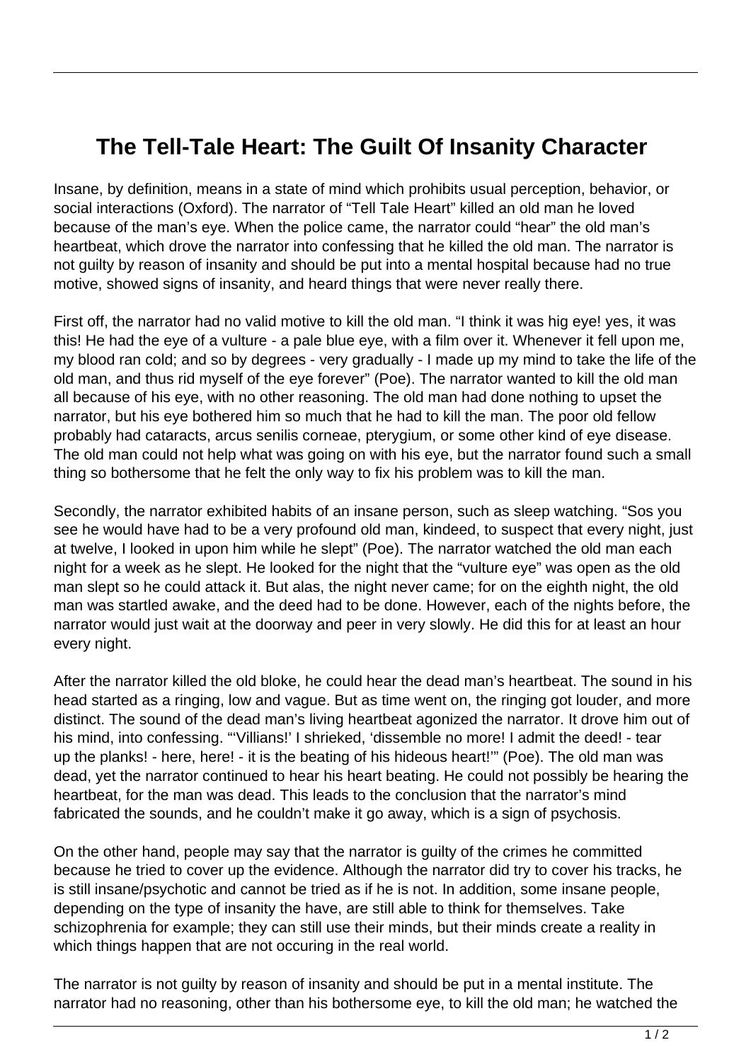# The Tell-Tale Heart: The Guilt Of Insanity Character

Insane, by definition, means in a state of mind which prohibits usual perception, behavior, or social interactions (Oxford). The narrator of "Tell Tale Heart" killed an old man he loved because of the man's eye. When the police came, the narrator could "hear" the old man's heartbeat, which drove the narrator into confessing that he killed the old man. The narrator is not guilty by reason of insanity and should be put into a mental hospital because had no true motive, showed signs of insanity, and heard things that were never really there.

First off, the narrator had no valid motive to kill the old man. "I think it was hig eye! yes, it was this! He had the eye of a vulture - a pale blue eye, with a film over it. Whenever it fell upon me, my blood ran cold; and so by degrees - very gradually - I made up my mind to take the life of the old man, and thus rid myself of the eye forever" (Poe). The narrator wanted to kill the old man all because of his eye, with no other reasoning. The old man had done nothing to upset the narrator, but his eye bothered him so much that he had to kill the man. The poor old fellow probably had cataracts, arcus senilis corneae, pterygium, or some other kind of eye disease. The old man could not help what was going on with his eye, but the narrator found such a small thing so bothersome that he felt the only way to fix his problem was to kill the man.

Secondly, the narrator exhibited habits of an insane person, such as sleep watching. "Sos you see he would have had to be a very profound old man, kindeed, to suspect that every night, just at twelve, I looked in upon him while he slept" (Poe). The narrator watched the old man each night for a week as he slept. He looked for the night that the "vulture eye" was open as the old man slept so he could attack it. But alas, the night never came; for on the eighth night, the old man was startled awake, and the deed had to be done. However, each of the nights before, the narrator would just wait at the doorway and peer in very slowly. He did this for at least an hour every night.

After the narrator killed the old bloke, he could hear the dead man's heartbeat. The sound in his head started as a ringing, low and vague. But as time went on, the ringing got louder, and more distinct. The sound of the dead man's living heartbeat agonized the narrator. It drove him out of his mind, into confessing. "'Villians!' I shrieked, 'dissemble no more! I admit the deed! - tear up the planks! - here, here! - it is the beating of his hideous heart!'" (Poe). The old man was dead, yet the narrator continued to hear his heart beating. He could not possibly be hearing the heartbeat, for the man was dead. This leads to the conclusion that the narrator's mind fabricated the sounds, and he couldn't make it go away, which is a sign of psychosis.

On the other hand, people may say that the narrator is guilty of the crimes he committed because he tried to cover up the evidence. Although the narrator did try to cover his tracks, he is still insane/psychotic and cannot be tried as if he is not. In addition, some insane people, depending on the type of insanity the have, are still able to think for themselves. Take schizophrenia for example; they can still use their minds, but their minds create a reality in which things happen that are not occuring in the real world.

The narrator is not guilty by reason of insanity and should be put in a mental institute. The narrator had no reasoning, other than his bothersome eye, to kill the old man; he watched the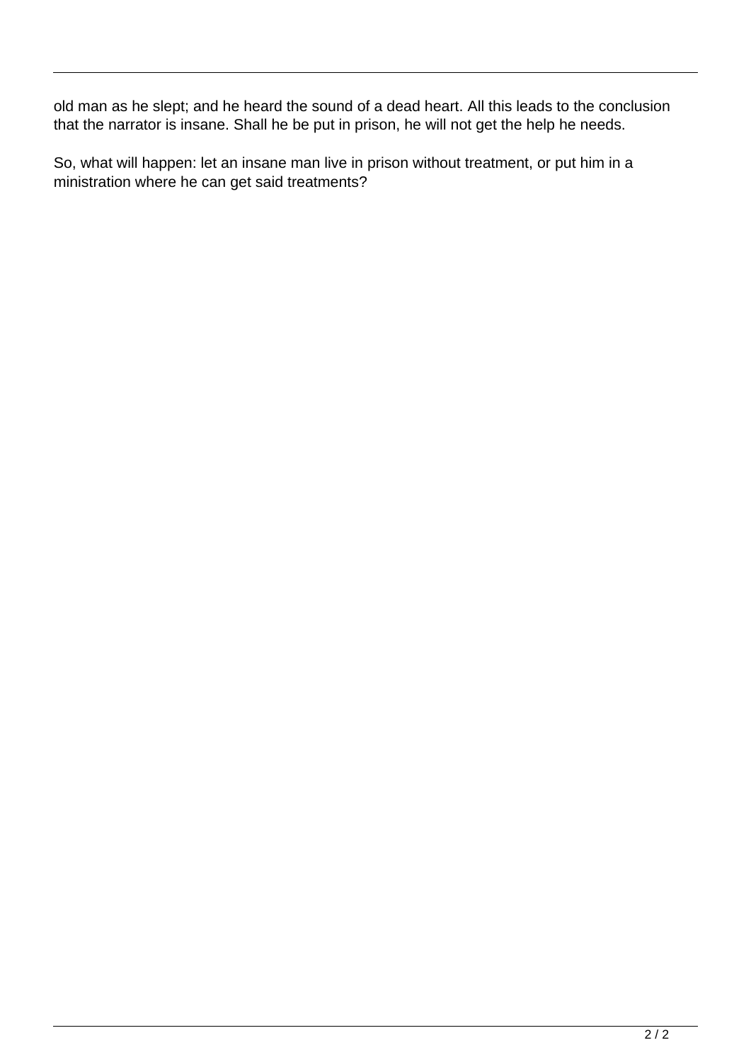old man as he slept; and he heard the sound of a dead heart. All this leads to the conclusion that the narrator is insane. Shall he be put in prison, he will not get the help he needs.

So, what will happen: let an insane man live in prison without treatment, or put him in a ministration where he can get said treatments?